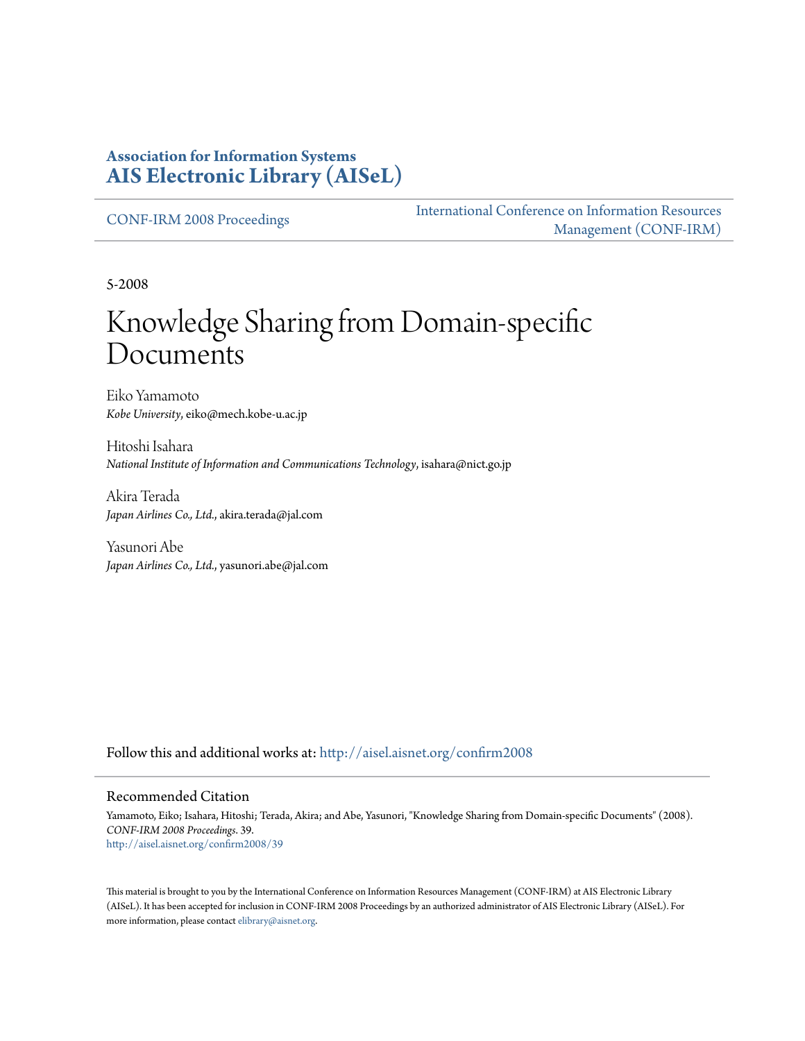**Association for Information Systems**
**AIS Electronic Library (AISeL)**

CONF-IRM 2008 Proceedings

International Conference on Information Resources Management (CONF-IRM)

5-2008

# Knowledge Sharing from Domain-specific Documents

Eiko Yamamoto
*Kobe University*, eiko@mech.kobe-u.ac.jp

Hitoshi Isahara
*National Institute of Information and Communications Technology*, isahara@nict.go.jp

Akira Terada
*Japan Airlines Co., Ltd.*, akira.terada@jal.com

Yasunori Abe
*Japan Airlines Co., Ltd.*, yasunori.abe@jal.com

Follow this and additional works at: http://aisel.aisnet.org/confirm2008

## Recommended Citation

Yamamoto, Eiko; Isahara, Hitoshi; Terada, Akira; and Abe, Yasunori, "Knowledge Sharing from Domain-specific Documents" (2008). *CONF-IRM 2008 Proceedings*. 39.
http://aisel.aisnet.org/confirm2008/39

This material is brought to you by the International Conference on Information Resources Management (CONF-IRM) at AIS Electronic Library (AISeL). It has been accepted for inclusion in CONF-IRM 2008 Proceedings by an authorized administrator of AIS Electronic Library (AISeL). For more information, please contact elibrary@aisnet.org.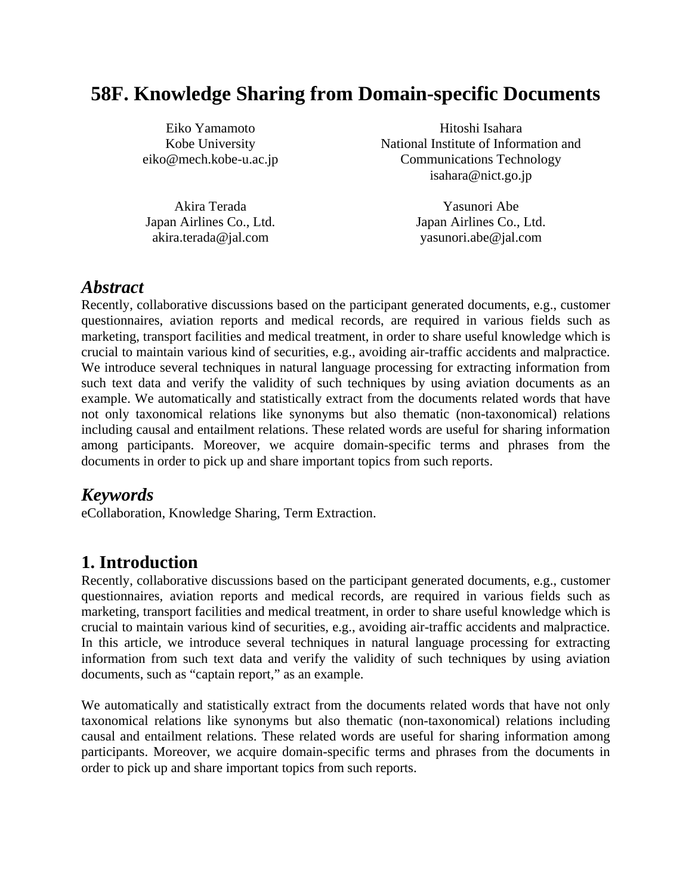# 58F. Knowledge Sharing from Domain-specific Documents

Eiko Yamamoto  
Kobe University  
eiko@mech.kobe-u.ac.jp

Hitoshi Isahara  
National Institute of Information and Communications Technology  
isahara@nict.go.jp

Akira Terada  
Japan Airlines Co., Ltd.  
akira.terada@jal.com

Yasunori Abe  
Japan Airlines Co., Ltd.  
yasunori.abe@jal.com

## *Abstract*

Recently, collaborative discussions based on the participant generated documents, e.g., customer questionnaires, aviation reports and medical records, are required in various fields such as marketing, transport facilities and medical treatment, in order to share useful knowledge which is crucial to maintain various kind of securities, e.g., avoiding air-traffic accidents and malpractice. We introduce several techniques in natural language processing for extracting information from such text data and verify the validity of such techniques by using aviation documents as an example. We automatically and statistically extract from the documents related words that have not only taxonomical relations like synonyms but also thematic (non-taxonomical) relations including causal and entailment relations. These related words are useful for sharing information among participants. Moreover, we acquire domain-specific terms and phrases from the documents in order to pick up and share important topics from such reports.

## *Keywords*

eCollaboration, Knowledge Sharing, Term Extraction.

## 1. Introduction

Recently, collaborative discussions based on the participant generated documents, e.g., customer questionnaires, aviation reports and medical records, are required in various fields such as marketing, transport facilities and medical treatment, in order to share useful knowledge which is crucial to maintain various kind of securities, e.g., avoiding air-traffic accidents and malpractice. In this article, we introduce several techniques in natural language processing for extracting information from such text data and verify the validity of such techniques by using aviation documents, such as "captain report," as an example.

We automatically and statistically extract from the documents related words that have not only taxonomical relations like synonyms but also thematic (non-taxonomical) relations including causal and entailment relations. These related words are useful for sharing information among participants. Moreover, we acquire domain-specific terms and phrases from the documents in order to pick up and share important topics from such reports.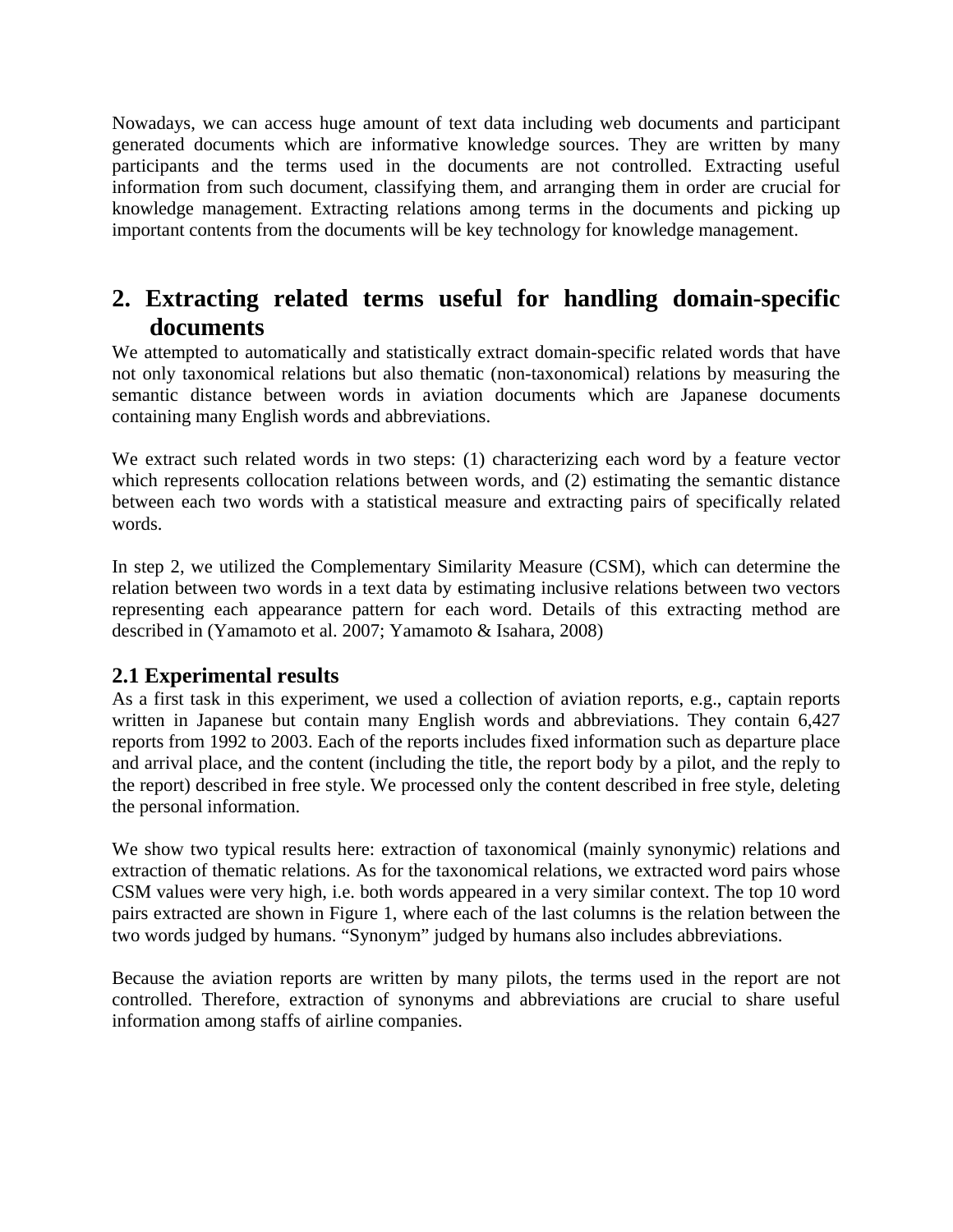Nowadays, we can access huge amount of text data including web documents and participant generated documents which are informative knowledge sources. They are written by many participants and the terms used in the documents are not controlled. Extracting useful information from such document, classifying them, and arranging them in order are crucial for knowledge management. Extracting relations among terms in the documents and picking up important contents from the documents will be key technology for knowledge management.

# 2. Extracting related terms useful for handling domain-specific documents

We attempted to automatically and statistically extract domain-specific related words that have not only taxonomical relations but also thematic (non-taxonomical) relations by measuring the semantic distance between words in aviation documents which are Japanese documents containing many English words and abbreviations.

We extract such related words in two steps: (1) characterizing each word by a feature vector which represents collocation relations between words, and (2) estimating the semantic distance between each two words with a statistical measure and extracting pairs of specifically related words.

In step 2, we utilized the Complementary Similarity Measure (CSM), which can determine the relation between two words in a text data by estimating inclusive relations between two vectors representing each appearance pattern for each word. Details of this extracting method are described in (Yamamoto et al. 2007; Yamamoto & Isahara, 2008)

## 2.1 Experimental results

As a first task in this experiment, we used a collection of aviation reports, e.g., captain reports written in Japanese but contain many English words and abbreviations. They contain 6,427 reports from 1992 to 2003. Each of the reports includes fixed information such as departure place and arrival place, and the content (including the title, the report body by a pilot, and the reply to the report) described in free style. We processed only the content described in free style, deleting the personal information.

We show two typical results here: extraction of taxonomical (mainly synonymic) relations and extraction of thematic relations. As for the taxonomical relations, we extracted word pairs whose CSM values were very high, i.e. both words appeared in a very similar context. The top 10 word pairs extracted are shown in Figure 1, where each of the last columns is the relation between the two words judged by humans. "Synonym" judged by humans also includes abbreviations.

Because the aviation reports are written by many pilots, the terms used in the report are not controlled. Therefore, extraction of synonyms and abbreviations are crucial to share useful information among staffs of airline companies.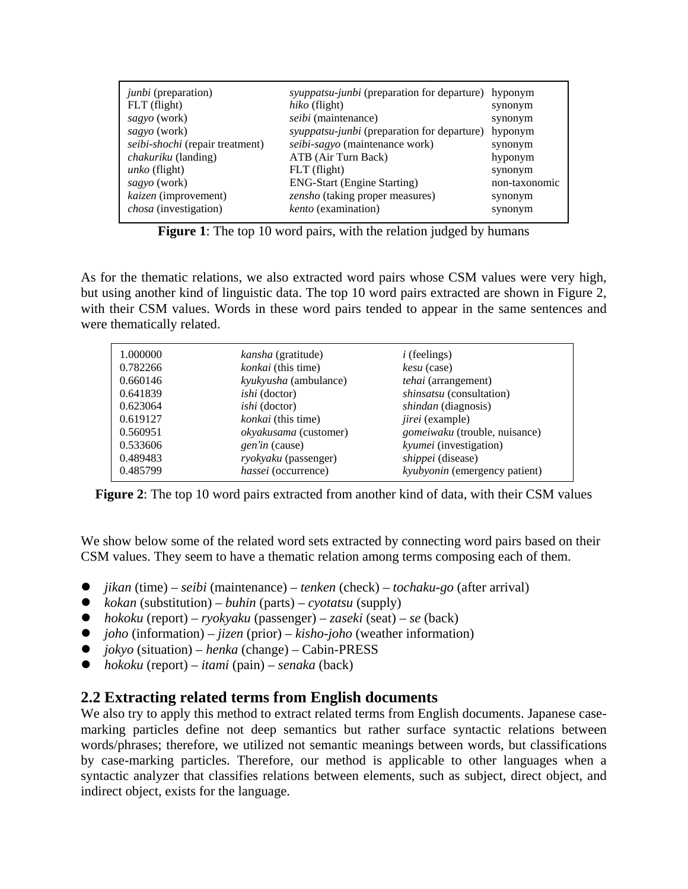| | | |
|---|---|---|
| *junbi* (preparation) | *syuppatsu-junbi* (preparation for departure) | hyponym |
| FLT (flight) | *hiko* (flight) | synonym |
| *sagyo* (work) | *seibi* (maintenance) | synonym |
| *sagyo* (work) | *syuppatsu-junbi* (preparation for departure) | hyponym |
| *seibi-shochi* (repair treatment) | *seibi-sagyo* (maintenance work) | synonym |
| *chakuriku* (landing) | ATB (Air Turn Back) | hyponym |
| *unko* (flight) | FLT (flight) | synonym |
| *sagyo* (work) | ENG-Start (Engine Starting) | non-taxonomic |
| *kaizen* (improvement) | *zensho* (taking proper measures) | synonym |
| *chosa* (investigation) | *kento* (examination) | synonym |

**Figure 1**: The top 10 word pairs, with the relation judged by humans

As for the thematic relations, we also extracted word pairs whose CSM values were very high, but using another kind of linguistic data. The top 10 word pairs extracted are shown in Figure 2, with their CSM values. Words in these word pairs tended to appear in the same sentences and were thematically related.

| | | |
|---|---|---|
| 1.000000 | *kansha* (gratitude) | *i* (feelings) |
| 0.782266 | *konkai* (this time) | *kesu* (case) |
| 0.660146 | *kyukyusha* (ambulance) | *tehai* (arrangement) |
| 0.641839 | *ishi* (doctor) | *shinsatsu* (consultation) |
| 0.623064 | *ishi* (doctor) | *shindan* (diagnosis) |
| 0.619127 | *konkai* (this time) | *jirei* (example) |
| 0.560951 | *okyakusama* (customer) | *gomeiwaku* (trouble, nuisance) |
| 0.533606 | *gen'in* (cause) | *kyumei* (investigation) |
| 0.489483 | *ryokyaku* (passenger) | *shippei* (disease) |
| 0.485799 | *hassei* (occurrence) | *kyubyonin* (emergency patient) |

**Figure 2**: The top 10 word pairs extracted from another kind of data, with their CSM values

We show below some of the related word sets extracted by connecting word pairs based on their CSM values. They seem to have a thematic relation among terms composing each of them.

- *jikan* (time) – *seibi* (maintenance) – *tenken* (check) – *tochaku-go* (after arrival)
- *kokan* (substitution) – *buhin* (parts) – *cyotatsu* (supply)
- *hokoku* (report) – *ryokyaku* (passenger) – *zaseki* (seat) – *se* (back)
- *joho* (information) – *jizen* (prior) – *kisho-joho* (weather information)
- *jokyo* (situation) – *henka* (change) – Cabin-PRESS
- *hokoku* (report) – *itami* (pain) – *senaka* (back)

## 2.2 Extracting related terms from English documents

We also try to apply this method to extract related terms from English documents. Japanese case-marking particles define not deep semantics but rather surface syntactic relations between words/phrases; therefore, we utilized not semantic meanings between words, but classifications by case-marking particles. Therefore, our method is applicable to other languages when a syntactic analyzer that classifies relations between elements, such as subject, direct object, and indirect object, exists for the language.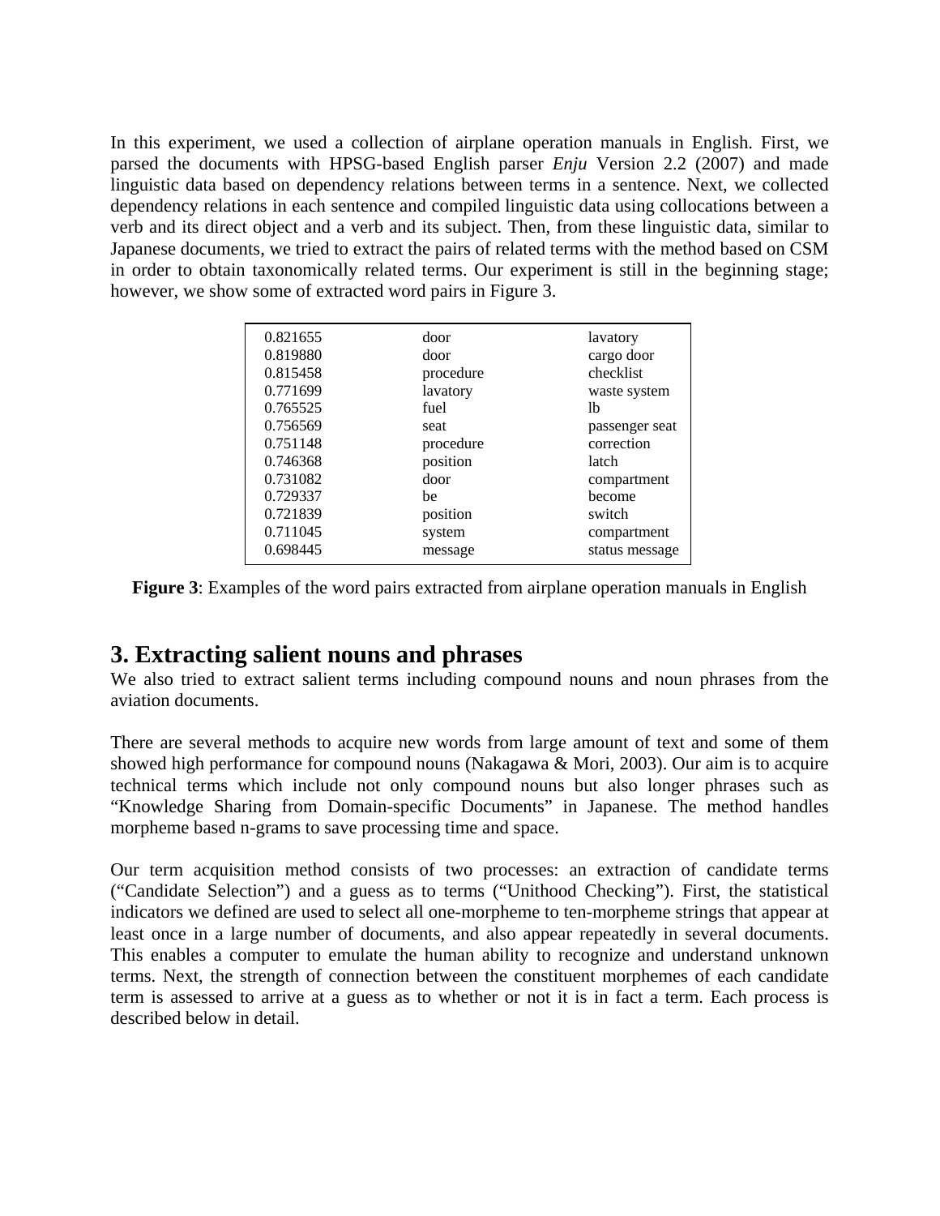In this experiment, we used a collection of airplane operation manuals in English. First, we parsed the documents with HPSG-based English parser *Enju* Version 2.2 (2007) and made linguistic data based on dependency relations between terms in a sentence. Next, we collected dependency relations in each sentence and compiled linguistic data using collocations between a verb and its direct object and a verb and its subject. Then, from these linguistic data, similar to Japanese documents, we tried to extract the pairs of related terms with the method based on CSM in order to obtain taxonomically related terms. Our experiment is still in the beginning stage; however, we show some of extracted word pairs in Figure 3.

| | | |
|---|---|---|
| 0.821655 | door | lavatory |
| 0.819880 | door | cargo door |
| 0.815458 | procedure | checklist |
| 0.771699 | lavatory | waste system |
| 0.765525 | fuel | lb |
| 0.756569 | seat | passenger seat |
| 0.751148 | procedure | correction |
| 0.746368 | position | latch |
| 0.731082 | door | compartment |
| 0.729337 | be | become |
| 0.721839 | position | switch |
| 0.711045 | system | compartment |
| 0.698445 | message | status message |

**Figure 3**: Examples of the word pairs extracted from airplane operation manuals in English

## 3. Extracting salient nouns and phrases

We also tried to extract salient terms including compound nouns and noun phrases from the aviation documents.

There are several methods to acquire new words from large amount of text and some of them showed high performance for compound nouns (Nakagawa & Mori, 2003). Our aim is to acquire technical terms which include not only compound nouns but also longer phrases such as "Knowledge Sharing from Domain-specific Documents" in Japanese. The method handles morpheme based n-grams to save processing time and space.

Our term acquisition method consists of two processes: an extraction of candidate terms ("Candidate Selection") and a guess as to terms ("Unithood Checking"). First, the statistical indicators we defined are used to select all one-morpheme to ten-morpheme strings that appear at least once in a large number of documents, and also appear repeatedly in several documents. This enables a computer to emulate the human ability to recognize and understand unknown terms. Next, the strength of connection between the constituent morphemes of each candidate term is assessed to arrive at a guess as to whether or not it is in fact a term. Each process is described below in detail.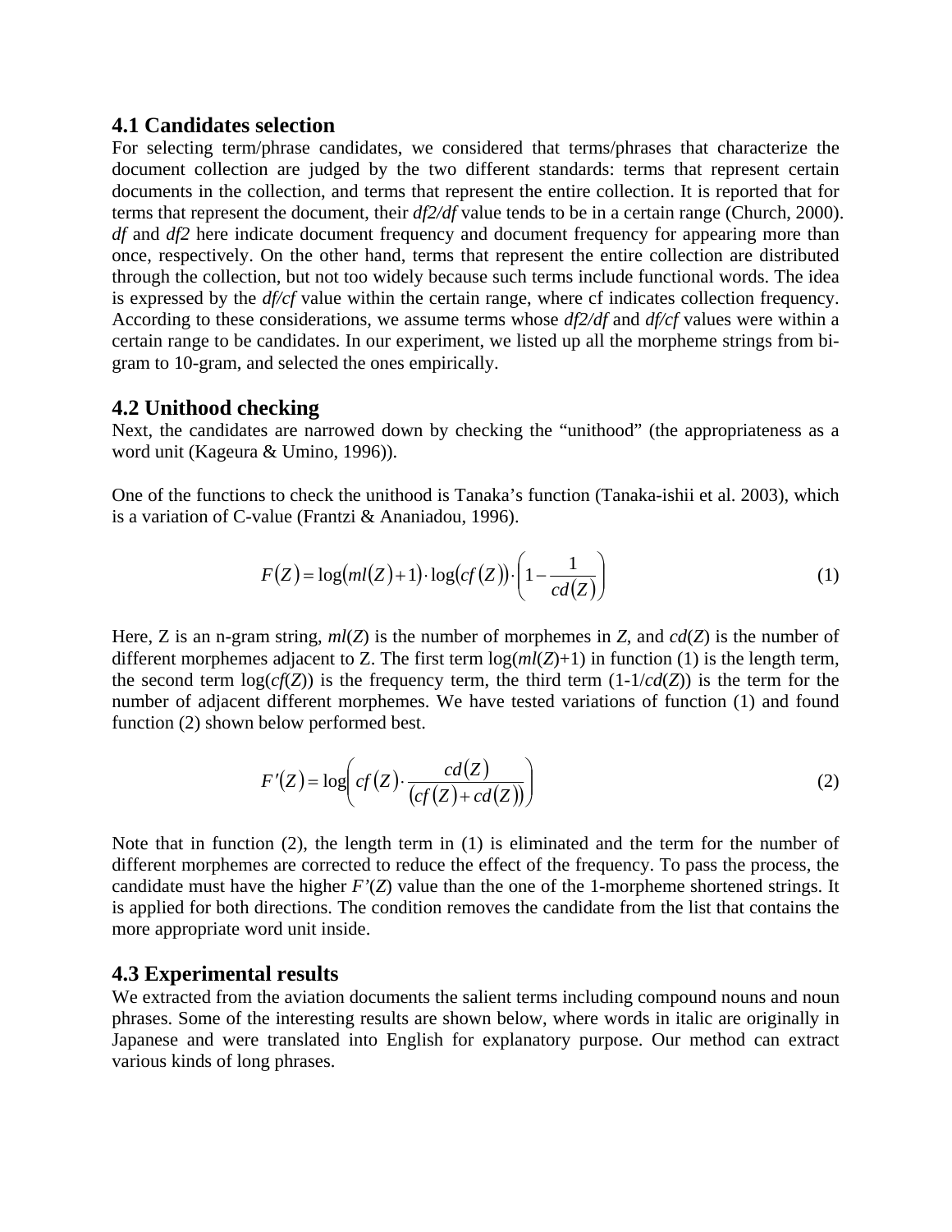### 4.1 Candidates selection

For selecting term/phrase candidates, we considered that terms/phrases that characterize the document collection are judged by the two different standards: terms that represent certain documents in the collection, and terms that represent the entire collection. It is reported that for terms that represent the document, their *df2/df* value tends to be in a certain range (Church, 2000). *df* and *df2* here indicate document frequency and document frequency for appearing more than once, respectively. On the other hand, terms that represent the entire collection are distributed through the collection, but not too widely because such terms include functional words. The idea is expressed by the *df/cf* value within the certain range, where cf indicates collection frequency. According to these considerations, we assume terms whose *df2/df* and *df/cf* values were within a certain range to be candidates. In our experiment, we listed up all the morpheme strings from bi-gram to 10-gram, and selected the ones empirically.

### 4.2 Unithood checking

Next, the candidates are narrowed down by checking the "unithood" (the appropriateness as a word unit (Kageura & Umino, 1996)).

One of the functions to check the unithood is Tanaka's function (Tanaka-ishii et al. 2003), which is a variation of C-value (Frantzi & Ananiadou, 1996).

$$F(Z) = \log(ml(Z)+1) \cdot \log(cf(Z)) \cdot \left(1 - \frac{1}{cd(Z)}\right) \tag{1}$$

Here, Z is an n-gram string, $ml(Z)$ is the number of morphemes in $Z$, and $cd(Z)$ is the number of different morphemes adjacent to Z. The first term $\log(ml(Z)+1)$ in function (1) is the length term, the second term $\log(cf(Z))$ is the frequency term, the third term $(1-1/cd(Z))$ is the term for the number of adjacent different morphemes. We have tested variations of function (1) and found function (2) shown below performed best.

$$F'(Z) = \log\left(cf(Z) \cdot \frac{cd(Z)}{(cf(Z)+cd(Z))}\right) \tag{2}$$

Note that in function (2), the length term in (1) is eliminated and the term for the number of different morphemes are corrected to reduce the effect of the frequency. To pass the process, the candidate must have the higher $F'(Z)$ value than the one of the 1-morpheme shortened strings. It is applied for both directions. The condition removes the candidate from the list that contains the more appropriate word unit inside.

### 4.3 Experimental results

We extracted from the aviation documents the salient terms including compound nouns and noun phrases. Some of the interesting results are shown below, where words in italic are originally in Japanese and were translated into English for explanatory purpose. Our method can extract various kinds of long phrases.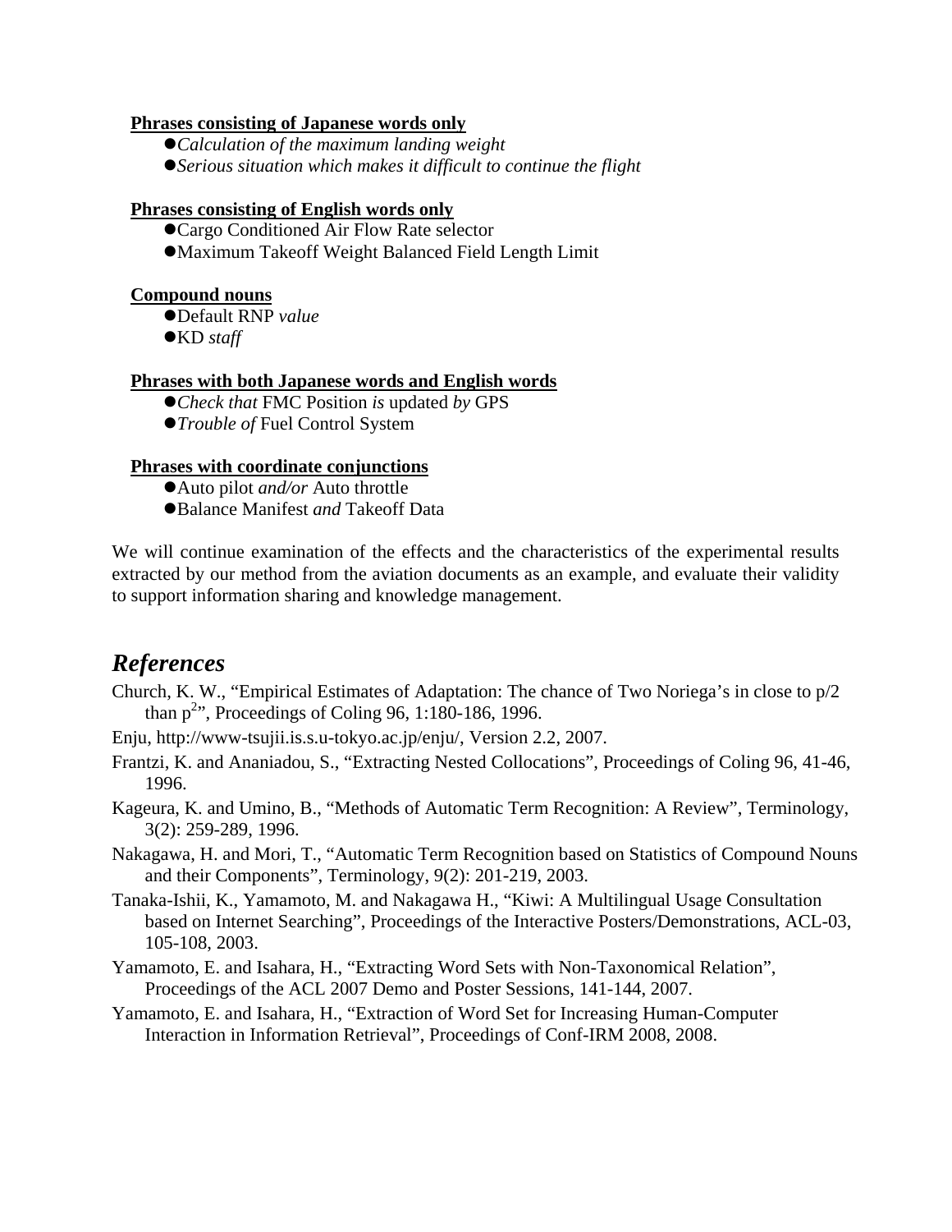**Phrases consisting of Japanese words only**

- *Calculation of the maximum landing weight*
- *Serious situation which makes it difficult to continue the flight*

**Phrases consisting of English words only**

- Cargo Conditioned Air Flow Rate selector
- Maximum Takeoff Weight Balanced Field Length Limit

**Compound nouns**

- Default RNP *value*
- KD *staff*

**Phrases with both Japanese words and English words**

- *Check that* FMC Position *is* updated *by* GPS
- *Trouble of* Fuel Control System

**Phrases with coordinate conjunctions**

- Auto pilot *and/or* Auto throttle
- Balance Manifest *and* Takeoff Data

We will continue examination of the effects and the characteristics of the experimental results extracted by our method from the aviation documents as an example, and evaluate their validity to support information sharing and knowledge management.

## *References*

Church, K. W., "Empirical Estimates of Adaptation: The chance of Two Noriega's in close to p/2 than $p^2$", Proceedings of Coling 96, 1:180-186, 1996.

Enju, http://www-tsujii.is.s.u-tokyo.ac.jp/enju/, Version 2.2, 2007.

Frantzi, K. and Ananiadou, S., "Extracting Nested Collocations", Proceedings of Coling 96, 41-46, 1996.

Kageura, K. and Umino, B., "Methods of Automatic Term Recognition: A Review", Terminology, 3(2): 259-289, 1996.

Nakagawa, H. and Mori, T., "Automatic Term Recognition based on Statistics of Compound Nouns and their Components", Terminology, 9(2): 201-219, 2003.

Tanaka-Ishii, K., Yamamoto, M. and Nakagawa H., "Kiwi: A Multilingual Usage Consultation based on Internet Searching", Proceedings of the Interactive Posters/Demonstrations, ACL-03, 105-108, 2003.

Yamamoto, E. and Isahara, H., "Extracting Word Sets with Non-Taxonomical Relation", Proceedings of the ACL 2007 Demo and Poster Sessions, 141-144, 2007.

Yamamoto, E. and Isahara, H., "Extraction of Word Set for Increasing Human-Computer Interaction in Information Retrieval", Proceedings of Conf-IRM 2008, 2008.